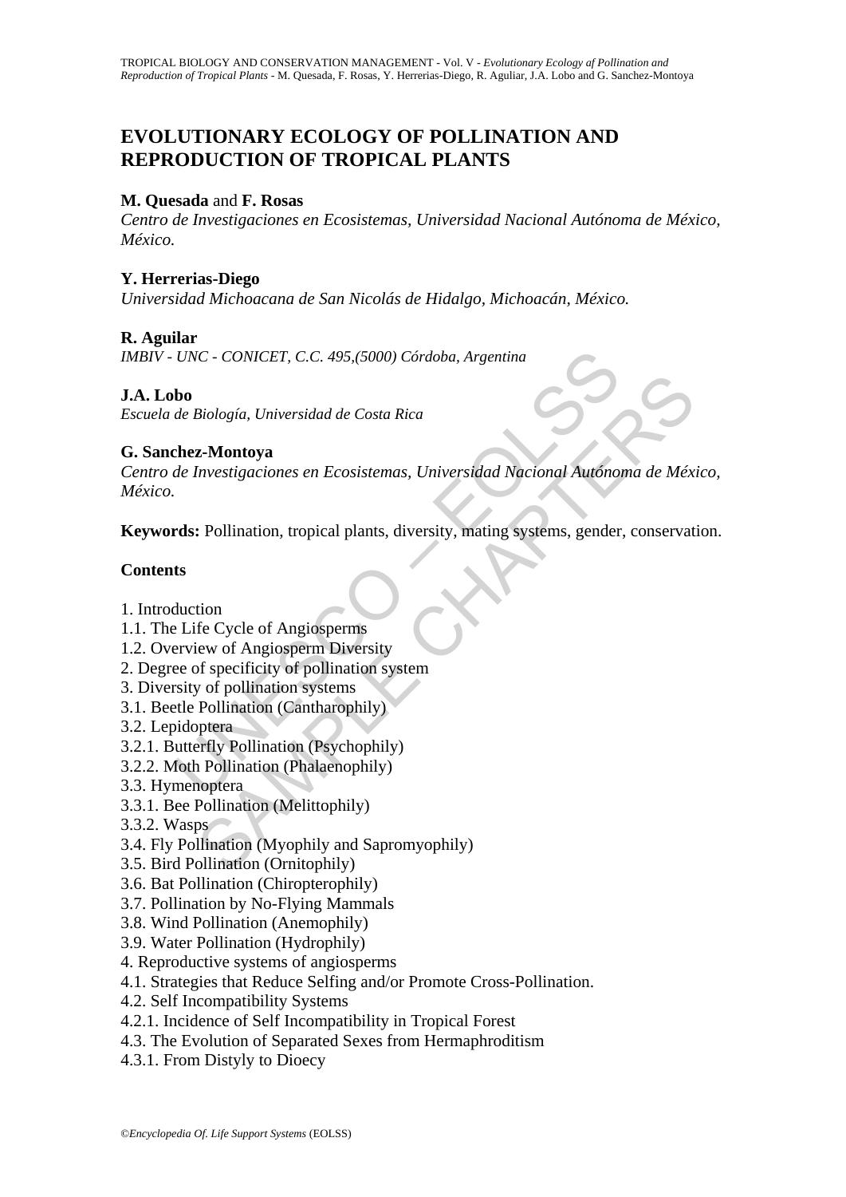# EVOLUTIONARY ECOLOGY OF POLLINATION AND REPRODUCTION OF TROPICAL PLANTS

**M. Quesada** and **F. Rosas**

*Centro de Investigaciones en Ecosistemas, Universidad Nacional Autónoma de México, México.*

**Y. Herrerias-Diego**

*Universidad Michoacana de San Nicolás de Hidalgo, Michoacán, México.*

**R. Aguilar**

*IMBIV - UNC - CONICET, C.C. 495,(5000) Córdoba, Argentina*

**J.A. Lobo**

*Escuela de Biología, Universidad de Costa Rica*

**G. Sanchez-Montoya**

*Centro de Investigaciones en Ecosistemas, Universidad Nacional Autónoma de México, México.*

**Keywords:** Pollination, tropical plants, diversity, mating systems, gender, conservation.

## Contents

1. Introduction
1.1. The Life Cycle of Angiosperms
1.2. Overview of Angiosperm Diversity
2. Degree of specificity of pollination system
3. Diversity of pollination systems
3.1. Beetle Pollination (Cantharophily)
3.2. Lepidoptera
3.2.1. Butterfly Pollination (Psychophily)
3.2.2. Moth Pollination (Phalaenophily)
3.3. Hymenoptera
3.3.1. Bee Pollination (Melittophily)
3.3.2. Wasps
3.4. Fly Pollination (Myophily and Sapromyophily)
3.5. Bird Pollination (Ornitophily)
3.6. Bat Pollination (Chiropterophily)
3.7. Pollination by No-Flying Mammals
3.8. Wind Pollination (Anemophily)
3.9. Water Pollination (Hydrophily)
4. Reproductive systems of angiosperms
4.1. Strategies that Reduce Selfing and/or Promote Cross-Pollination.
4.2. Self Incompatibility Systems
4.2.1. Incidence of Self Incompatibility in Tropical Forest
4.3. The Evolution of Separated Sexes from Hermaphroditism
4.3.1. From Distyly to Dioecy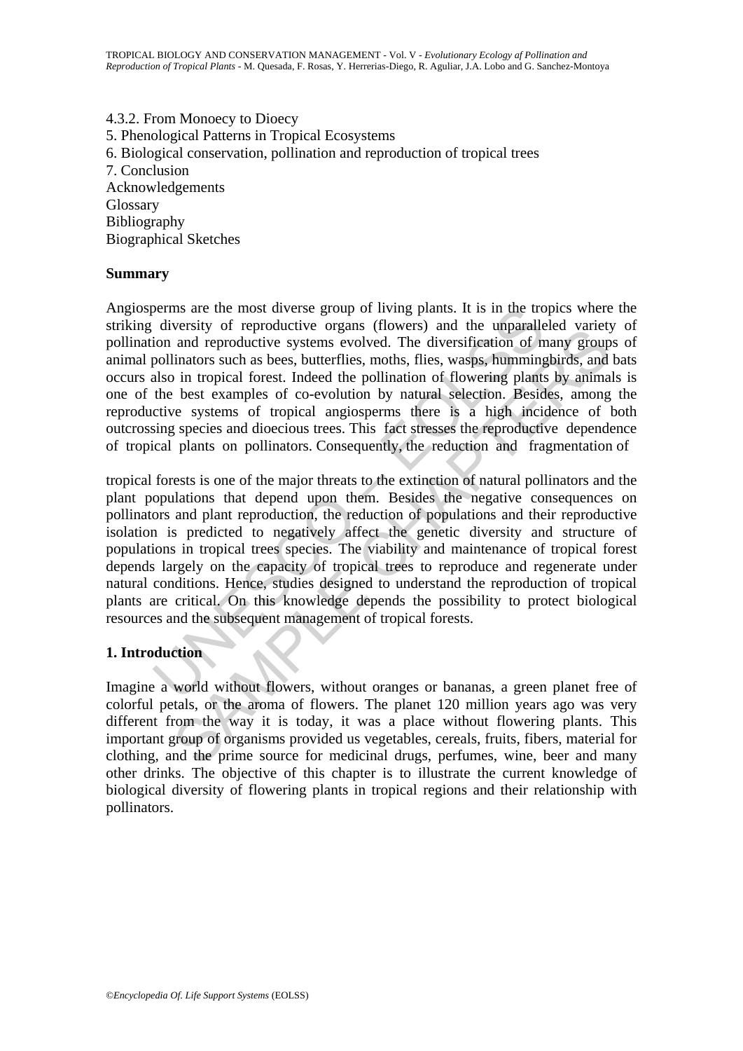4.3.2. From Monoecy to Dioecy
5. Phenological Patterns in Tropical Ecosystems
6. Biological conservation, pollination and reproduction of tropical trees
7. Conclusion
Acknowledgements
Glossary
Bibliography
Biographical Sketches

## Summary

Angiosperms are the most diverse group of living plants. It is in the tropics where the striking diversity of reproductive organs (flowers) and the unparalleled variety of pollination and reproductive systems evolved. The diversification of many groups of animal pollinators such as bees, butterflies, moths, flies, wasps, hummingbirds, and bats occurs also in tropical forest. Indeed the pollination of flowering plants by animals is one of the best examples of co-evolution by natural selection. Besides, among the reproductive systems of tropical angiosperms there is a high incidence of both outcrossing species and dioecious trees. This fact stresses the reproductive dependence of tropical plants on pollinators. Consequently, the reduction and fragmentation of tropical forests is one of the major threats to the extinction of natural pollinators and the plant populations that depend upon them. Besides the negative consequences on pollinators and plant reproduction, the reduction of populations and their reproductive isolation is predicted to negatively affect the genetic diversity and structure of populations in tropical trees species. The viability and maintenance of tropical forest depends largely on the capacity of tropical trees to reproduce and regenerate under natural conditions. Hence, studies designed to understand the reproduction of tropical plants are critical. On this knowledge depends the possibility to protect biological resources and the subsequent management of tropical forests.

## 1. Introduction

Imagine a world without flowers, without oranges or bananas, a green planet free of colorful petals, or the aroma of flowers. The planet 120 million years ago was very different from the way it is today, it was a place without flowering plants. This important group of organisms provided us vegetables, cereals, fruits, fibers, material for clothing, and the prime source for medicinal drugs, perfumes, wine, beer and many other drinks. The objective of this chapter is to illustrate the current knowledge of biological diversity of flowering plants in tropical regions and their relationship with pollinators.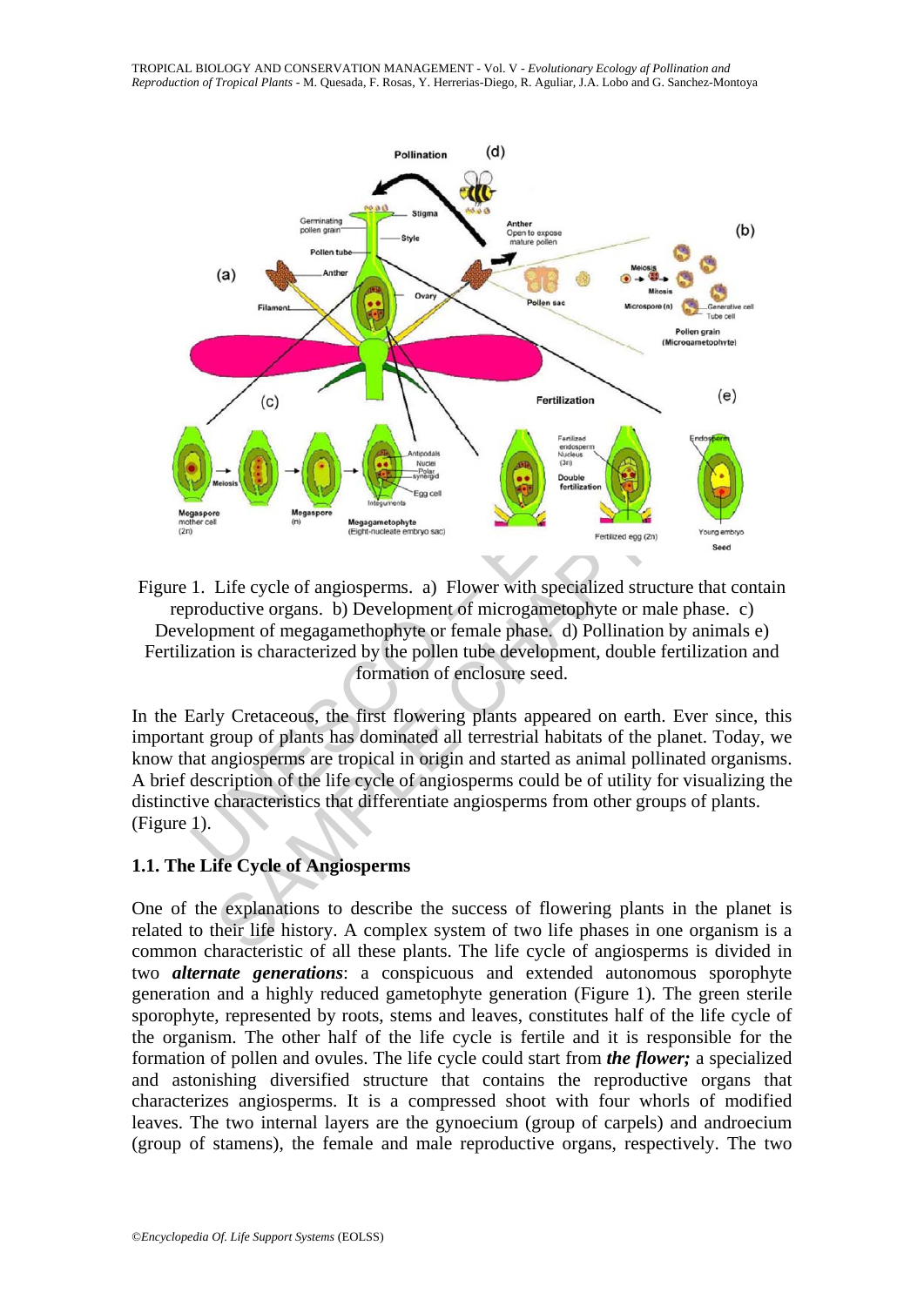Figure 1. Life cycle of angiosperms. a) Flower with specialized structure that contain reproductive organs. b) Development of microgametophyte or male phase. c) Development of megagamethophyte or female phase. d) Pollination by animals e) Fertilization is characterized by the pollen tube development, double fertilization and formation of enclosure seed.

In the Early Cretaceous, the first flowering plants appeared on earth. Ever since, this important group of plants has dominated all terrestrial habitats of the planet. Today, we know that angiosperms are tropical in origin and started as animal pollinated organisms. A brief description of the life cycle of angiosperms could be of utility for visualizing the distinctive characteristics that differentiate angiosperms from other groups of plants. (Figure 1).

### 1.1. The Life Cycle of Angiosperms

One of the explanations to describe the success of flowering plants in the planet is related to their life history. A complex system of two life phases in one organism is a common characteristic of all these plants. The life cycle of angiosperms is divided in two ***alternate generations***: a conspicuous and extended autonomous sporophyte generation and a highly reduced gametophyte generation (Figure 1). The green sterile sporophyte, represented by roots, stems and leaves, constitutes half of the life cycle of the organism. The other half of the life cycle is fertile and it is responsible for the formation of pollen and ovules. The life cycle could start from ***the flower;*** a specialized and astonishing diversified structure that contains the reproductive organs that characterizes angiosperms. It is a compressed shoot with four whorls of modified leaves. The two internal layers are the gynoecium (group of carpels) and androecium (group of stamens), the female and male reproductive organs, respectively. The two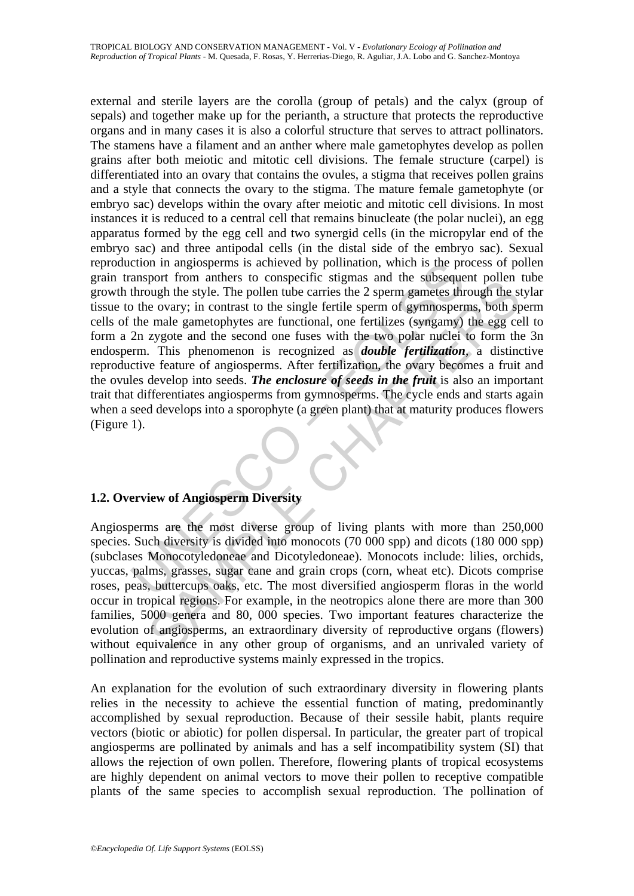external and sterile layers are the corolla (group of petals) and the calyx (group of sepals) and together make up for the perianth, a structure that protects the reproductive organs and in many cases it is also a colorful structure that serves to attract pollinators. The stamens have a filament and an anther where male gametophytes develop as pollen grains after both meiotic and mitotic cell divisions. The female structure (carpel) is differentiated into an ovary that contains the ovules, a stigma that receives pollen grains and a style that connects the ovary to the stigma. The mature female gametophyte (or embryo sac) develops within the ovary after meiotic and mitotic cell divisions. In most instances it is reduced to a central cell that remains binucleate (the polar nuclei), an egg apparatus formed by the egg cell and two synergid cells (in the micropylar end of the embryo sac) and three antipodal cells (in the distal side of the embryo sac). Sexual reproduction in angiosperms is achieved by pollination, which is the process of pollen grain transport from anthers to conspecific stigmas and the subsequent pollen tube growth through the style. The pollen tube carries the 2 sperm gametes through the stylar tissue to the ovary; in contrast to the single fertile sperm of gymnosperms, both sperm cells of the male gametophytes are functional, one fertilizes (syngamy) the egg cell to form a 2n zygote and the second one fuses with the two polar nuclei to form the 3n endosperm. This phenomenon is recognized as ***double fertilization***, a distinctive reproductive feature of angiosperms. After fertilization, the ovary becomes a fruit and the ovules develop into seeds. ***The enclosure of seeds in the fruit*** is also an important trait that differentiates angiosperms from gymnosperms. The cycle ends and starts again when a seed develops into a sporophyte (a green plant) that at maturity produces flowers (Figure 1).

### 1.2. Overview of Angiosperm Diversity

Angiosperms are the most diverse group of living plants with more than 250,000 species. Such diversity is divided into monocots (70 000 spp) and dicots (180 000 spp) (subclases Monocotyledoneae and Dicotyledoneae). Monocots include: lilies, orchids, yuccas, palms, grasses, sugar cane and grain crops (corn, wheat etc). Dicots comprise roses, peas, buttercups oaks, etc. The most diversified angiosperm floras in the world occur in tropical regions. For example, in the neotropics alone there are more than 300 families, 5000 genera and 80, 000 species. Two important features characterize the evolution of angiosperms, an extraordinary diversity of reproductive organs (flowers) without equivalence in any other group of organisms, and an unrivaled variety of pollination and reproductive systems mainly expressed in the tropics.

An explanation for the evolution of such extraordinary diversity in flowering plants relies in the necessity to achieve the essential function of mating, predominantly accomplished by sexual reproduction. Because of their sessile habit, plants require vectors (biotic or abiotic) for pollen dispersal. In particular, the greater part of tropical angiosperms are pollinated by animals and has a self incompatibility system (SI) that allows the rejection of own pollen. Therefore, flowering plants of tropical ecosystems are highly dependent on animal vectors to move their pollen to receptive compatible plants of the same species to accomplish sexual reproduction. The pollination of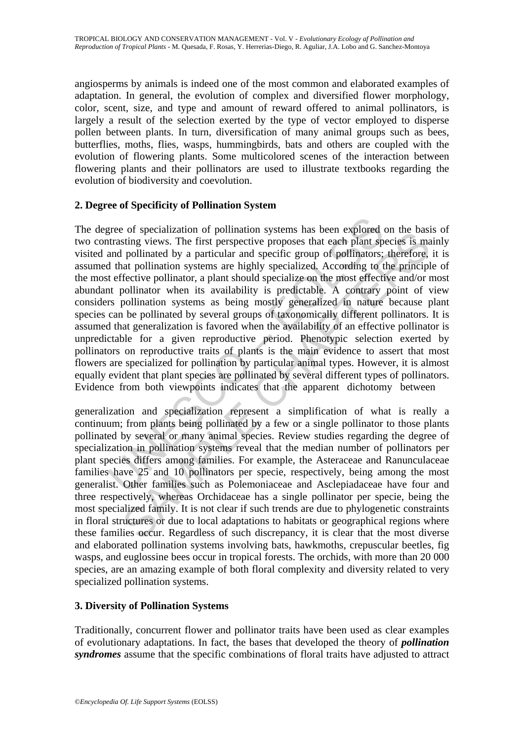angiosperms by animals is indeed one of the most common and elaborated examples of adaptation. In general, the evolution of complex and diversified flower morphology, color, scent, size, and type and amount of reward offered to animal pollinators, is largely a result of the selection exerted by the type of vector employed to disperse pollen between plants. In turn, diversification of many animal groups such as bees, butterflies, moths, flies, wasps, hummingbirds, bats and others are coupled with the evolution of flowering plants. Some multicolored scenes of the interaction between flowering plants and their pollinators are used to illustrate textbooks regarding the evolution of biodiversity and coevolution.

## 2. Degree of Specificity of Pollination System

The degree of specialization of pollination systems has been explored on the basis of two contrasting views. The first perspective proposes that each plant species is mainly visited and pollinated by a particular and specific group of pollinators; therefore, it is assumed that pollination systems are highly specialized. According to the principle of the most effective pollinator, a plant should specialize on the most effective and/or most abundant pollinator when its availability is predictable. A contrary point of view considers pollination systems as being mostly generalized in nature because plant species can be pollinated by several groups of taxonomically different pollinators. It is assumed that generalization is favored when the availability of an effective pollinator is unpredictable for a given reproductive period. Phenotypic selection exerted by pollinators on reproductive traits of plants is the main evidence to assert that most flowers are specialized for pollination by particular animal types. However, it is almost equally evident that plant species are pollinated by several different types of pollinators. Evidence from both viewpoints indicates that the apparent dichotomy between generalization and specialization represent a simplification of what is really a continuum; from plants being pollinated by a few or a single pollinator to those plants pollinated by several or many animal species. Review studies regarding the degree of specialization in pollination systems reveal that the median number of pollinators per plant species differs among families. For example, the Asteraceae and Ranunculaceae families have 25 and 10 pollinators per specie, respectively, being among the most generalist. Other families such as Polemoniaceae and Asclepiadaceae have four and three respectively, whereas Orchidaceae has a single pollinator per specie, being the most specialized family. It is not clear if such trends are due to phylogenetic constraints in floral structures or due to local adaptations to habitats or geographical regions where these families occur. Regardless of such discrepancy, it is clear that the most diverse and elaborated pollination systems involving bats, hawkmoths, crepuscular beetles, fig wasps, and euglossine bees occur in tropical forests. The orchids, with more than 20 000 species, are an amazing example of both floral complexity and diversity related to very specialized pollination systems.

## 3. Diversity of Pollination Systems

Traditionally, concurrent flower and pollinator traits have been used as clear examples of evolutionary adaptations. In fact, the bases that developed the theory of ***pollination syndromes*** assume that the specific combinations of floral traits have adjusted to attract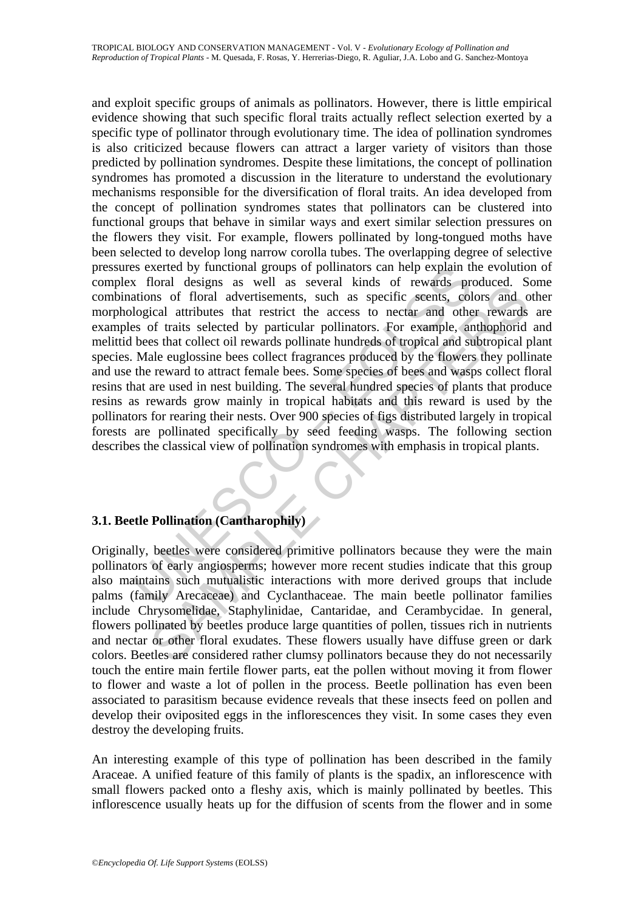and exploit specific groups of animals as pollinators. However, there is little empirical evidence showing that such specific floral traits actually reflect selection exerted by a specific type of pollinator through evolutionary time. The idea of pollination syndromes is also criticized because flowers can attract a larger variety of visitors than those predicted by pollination syndromes. Despite these limitations, the concept of pollination syndromes has promoted a discussion in the literature to understand the evolutionary mechanisms responsible for the diversification of floral traits. An idea developed from the concept of pollination syndromes states that pollinators can be clustered into functional groups that behave in similar ways and exert similar selection pressures on the flowers they visit. For example, flowers pollinated by long-tongued moths have been selected to develop long narrow corolla tubes. The overlapping degree of selective pressures exerted by functional groups of pollinators can help explain the evolution of complex floral designs as well as several kinds of rewards produced. Some combinations of floral advertisements, such as specific scents, colors and other morphological attributes that restrict the access to nectar and other rewards are examples of traits selected by particular pollinators. For example, anthophorid and melittid bees that collect oil rewards pollinate hundreds of tropical and subtropical plant species. Male euglossine bees collect fragrances produced by the flowers they pollinate and use the reward to attract female bees. Some species of bees and wasps collect floral resins that are used in nest building. The several hundred species of plants that produce resins as rewards grow mainly in tropical habitats and this reward is used by the pollinators for rearing their nests. Over 900 species of figs distributed largely in tropical forests are pollinated specifically by seed feeding wasps. The following section describes the classical view of pollination syndromes with emphasis in tropical plants.

### 3.1. Beetle Pollination (Cantharophily)

Originally, beetles were considered primitive pollinators because they were the main pollinators of early angiosperms; however more recent studies indicate that this group also maintains such mutualistic interactions with more derived groups that include palms (family Arecaceae) and Cyclanthaceae. The main beetle pollinator families include Chrysomelidae, Staphylinidae, Cantaridae, and Cerambycidae. In general, flowers pollinated by beetles produce large quantities of pollen, tissues rich in nutrients and nectar or other floral exudates. These flowers usually have diffuse green or dark colors. Beetles are considered rather clumsy pollinators because they do not necessarily touch the entire main fertile flower parts, eat the pollen without moving it from flower to flower and waste a lot of pollen in the process. Beetle pollination has even been associated to parasitism because evidence reveals that these insects feed on pollen and develop their oviposited eggs in the inflorescences they visit. In some cases they even destroy the developing fruits.

An interesting example of this type of pollination has been described in the family Araceae. A unified feature of this family of plants is the spadix, an inflorescence with small flowers packed onto a fleshy axis, which is mainly pollinated by beetles. This inflorescence usually heats up for the diffusion of scents from the flower and in some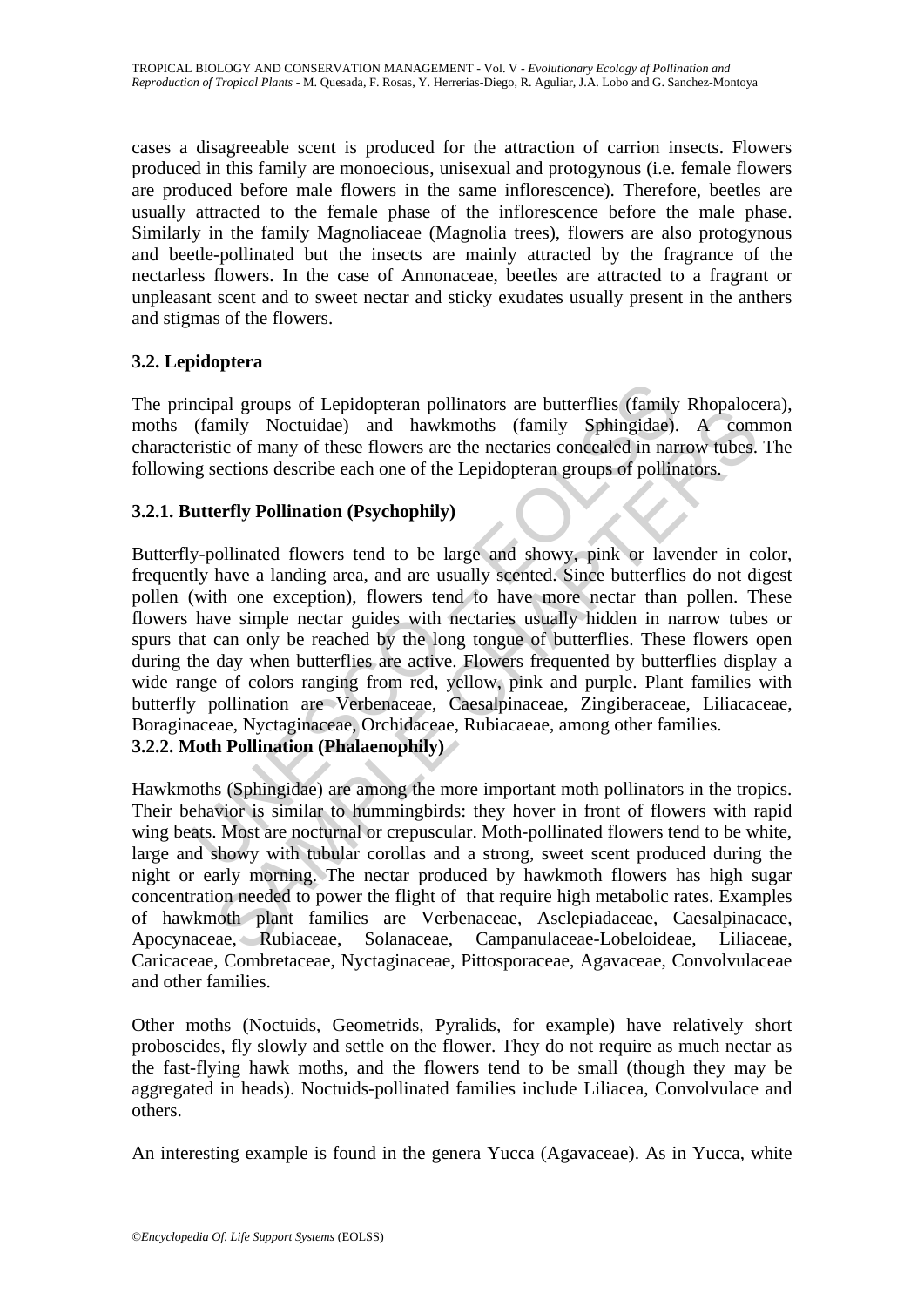cases a disagreeable scent is produced for the attraction of carrion insects. Flowers produced in this family are monoecious, unisexual and protogynous (i.e. female flowers are produced before male flowers in the same inflorescence). Therefore, beetles are usually attracted to the female phase of the inflorescence before the male phase. Similarly in the family Magnoliaceae (Magnolia trees), flowers are also protogynous and beetle-pollinated but the insects are mainly attracted by the fragrance of the nectarless flowers. In the case of Annonaceae, beetles are attracted to a fragrant or unpleasant scent and to sweet nectar and sticky exudates usually present in the anthers and stigmas of the flowers.

### 3.2. Lepidoptera

The principal groups of Lepidopteran pollinators are butterflies (family Rhopalocera), moths (family Noctuidae) and hawkmoths (family Sphingidae). A common characteristic of many of these flowers are the nectaries concealed in narrow tubes. The following sections describe each one of the Lepidopteran groups of pollinators.

#### 3.2.1. Butterfly Pollination (Psychophily)

Butterfly-pollinated flowers tend to be large and showy, pink or lavender in color, frequently have a landing area, and are usually scented. Since butterflies do not digest pollen (with one exception), flowers tend to have more nectar than pollen. These flowers have simple nectar guides with nectaries usually hidden in narrow tubes or spurs that can only be reached by the long tongue of butterflies. These flowers open during the day when butterflies are active. Flowers frequented by butterflies display a wide range of colors ranging from red, yellow, pink and purple. Plant families with butterfly pollination are Verbenaceae, Caesalpinaceae, Zingiberaceae, Liliacaceae, Boraginaceae, Nyctaginaceae, Orchidaceae, Rubiacaeae, among other families.

#### 3.2.2. Moth Pollination (Phalaenophily)

Hawkmoths (Sphingidae) are among the more important moth pollinators in the tropics. Their behavior is similar to hummingbirds: they hover in front of flowers with rapid wing beats. Most are nocturnal or crepuscular. Moth-pollinated flowers tend to be white, large and showy with tubular corollas and a strong, sweet scent produced during the night or early morning. The nectar produced by hawkmoth flowers has high sugar concentration needed to power the flight of that require high metabolic rates. Examples of hawkmoth plant families are Verbenaceae, Asclepiadaceae, Caesalpinacace, Apocynaceae, Rubiaceae, Solanaceae, Campanulaceae-Lobeloideae, Liliaceae, Caricaceae, Combretaceae, Nyctaginaceae, Pittosporaceae, Agavaceae, Convolvulaceae and other families.

Other moths (Noctuids, Geometrids, Pyralids, for example) have relatively short proboscides, fly slowly and settle on the flower. They do not require as much nectar as the fast-flying hawk moths, and the flowers tend to be small (though they may be aggregated in heads). Noctuids-pollinated families include Liliacea, Convolvulace and others.

An interesting example is found in the genera Yucca (Agavaceae). As in Yucca, white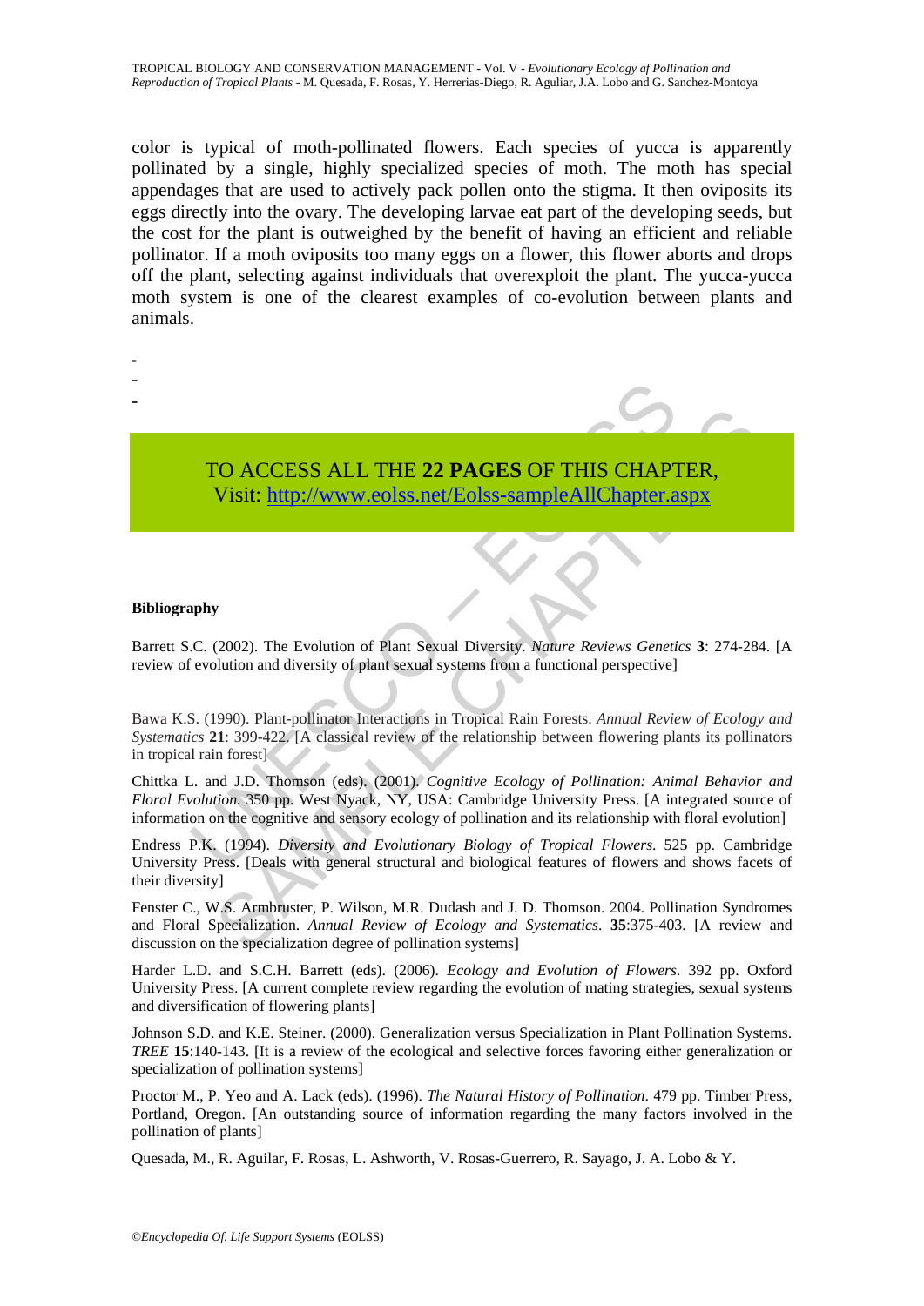color is typical of moth-pollinated flowers. Each species of yucca is apparently pollinated by a single, highly specialized species of moth. The moth has special appendages that are used to actively pack pollen onto the stigma. It then oviposits its eggs directly into the ovary. The developing larvae eat part of the developing seeds, but the cost for the plant is outweighed by the benefit of having an efficient and reliable pollinator. If a moth oviposits too many eggs on a flower, this flower aborts and drops off the plant, selecting against individuals that overexploit the plant. The yucca-yucca moth system is one of the clearest examples of co-evolution between plants and animals.

-
-
-

TO ACCESS ALL THE **22 PAGES** OF THIS CHAPTER,
Visit: http://www.eolss.net/Eolss-sampleAllChapter.aspx

**Bibliography**

Barrett S.C. (2002). The Evolution of Plant Sexual Diversity. *Nature Reviews Genetics* **3**: 274-284. [A review of evolution and diversity of plant sexual systems from a functional perspective]

Bawa K.S. (1990). Plant-pollinator Interactions in Tropical Rain Forests. *Annual Review of Ecology and Systematics* **21**: 399-422. [A classical review of the relationship between flowering plants its pollinators in tropical rain forest]

Chittka L. and J.D. Thomson (eds). (2001). *Cognitive Ecology of Pollination: Animal Behavior and Floral Evolution*. 350 pp. West Nyack, NY, USA: Cambridge University Press. [A integrated source of information on the cognitive and sensory ecology of pollination and its relationship with floral evolution]

Endress P.K. (1994). *Diversity and Evolutionary Biology of Tropical Flowers*. 525 pp. Cambridge University Press. [Deals with general structural and biological features of flowers and shows facets of their diversity]

Fenster C., W.S. Armbruster, P. Wilson, M.R. Dudash and J. D. Thomson. 2004. Pollination Syndromes and Floral Specialization. *Annual Review of Ecology and Systematics*. **35**:375-403. [A review and discussion on the specialization degree of pollination systems]

Harder L.D. and S.C.H. Barrett (eds). (2006). *Ecology and Evolution of Flowers*. 392 pp. Oxford University Press. [A current complete review regarding the evolution of mating strategies, sexual systems and diversification of flowering plants]

Johnson S.D. and K.E. Steiner. (2000). Generalization versus Specialization in Plant Pollination Systems. *TREE* **15**:140-143. [It is a review of the ecological and selective forces favoring either generalization or specialization of pollination systems]

Proctor M., P. Yeo and A. Lack (eds). (1996). *The Natural History of Pollination*. 479 pp. Timber Press, Portland, Oregon. [An outstanding source of information regarding the many factors involved in the pollination of plants]

Quesada, M., R. Aguilar, F. Rosas, L. Ashworth, V. Rosas-Guerrero, R. Sayago, J. A. Lobo & Y.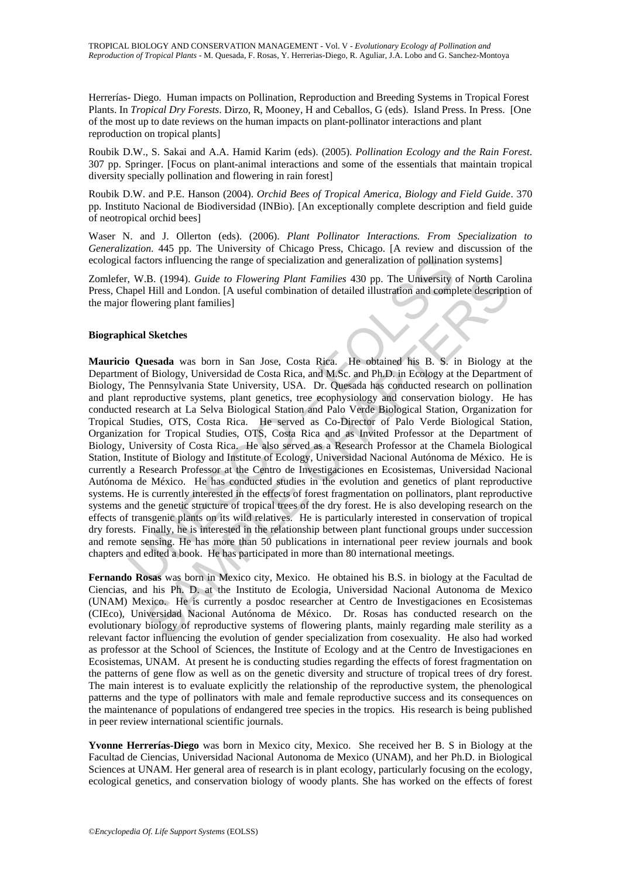Herrerías- Diego. Human impacts on Pollination, Reproduction and Breeding Systems in Tropical Forest Plants. In *Tropical Dry Forests*. Dirzo, R, Mooney, H and Ceballos, G (eds). Island Press. In Press. [One of the most up to date reviews on the human impacts on plant-pollinator interactions and plant reproduction on tropical plants]

Roubik D.W., S. Sakai and A.A. Hamid Karim (eds). (2005). *Pollination Ecology and the Rain Forest*. 307 pp. Springer. [Focus on plant-animal interactions and some of the essentials that maintain tropical diversity specially pollination and flowering in rain forest]

Roubik D.W. and P.E. Hanson (2004). *Orchid Bees of Tropical America, Biology and Field Guide*. 370 pp. Instituto Nacional de Biodiversidad (INBio). [An exceptionally complete description and field guide of neotropical orchid bees]

Waser N. and J. Ollerton (eds). (2006). *Plant Pollinator Interactions. From Specialization to Generalization*. 445 pp. The University of Chicago Press, Chicago. [A review and discussion of the ecological factors influencing the range of specialization and generalization of pollination systems]

Zomlefer, W.B. (1994). *Guide to Flowering Plant Families* 430 pp. The University of North Carolina Press, Chapel Hill and London. [A useful combination of detailed illustration and complete description of the major flowering plant families]

## Biographical Sketches

**Mauricio Quesada** was born in San Jose, Costa Rica. He obtained his B. S. in Biology at the Department of Biology, Universidad de Costa Rica, and M.Sc. and Ph.D. in Ecology at the Department of Biology, The Pennsylvania State University, USA. Dr. Quesada has conducted research on pollination and plant reproductive systems, plant genetics, tree ecophysiology and conservation biology. He has conducted research at La Selva Biological Station and Palo Verde Biological Station, Organization for Tropical Studies, OTS, Costa Rica. He served as Co-Director of Palo Verde Biological Station, Organization for Tropical Studies, OTS, Costa Rica and as Invited Professor at the Department of Biology, University of Costa Rica. He also served as a Research Professor at the Chamela Biological Station, Institute of Biology and Institute of Ecology, Universidad Nacional Autónoma de México. He is currently a Research Professor at the Centro de Investigaciones en Ecosistemas, Universidad Nacional Autónoma de México. He has conducted studies in the evolution and genetics of plant reproductive systems. He is currently interested in the effects of forest fragmentation on pollinators, plant reproductive systems and the genetic structure of tropical trees of the dry forest. He is also developing research on the effects of transgenic plants on its wild relatives. He is particularly interested in conservation of tropical dry forests. Finally, he is interested in the relationship between plant functional groups under succession and remote sensing. He has more than 50 publications in international peer review journals and book chapters and edited a book. He has participated in more than 80 international meetings.

**Fernando Rosas** was born in Mexico city, Mexico. He obtained his B.S. in biology at the Facultad de Ciencias, and his Ph. D. at the Instituto de Ecologia, Universidad Nacional Autonoma de Mexico (UNAM) Mexico. He is currently a posdoc researcher at Centro de Investigaciones en Ecosistemas (CIEco), Universidad Nacional Autónoma de México. Dr. Rosas has conducted research on the evolutionary biology of reproductive systems of flowering plants, mainly regarding male sterility as a relevant factor influencing the evolution of gender specialization from cosexuality. He also had worked as professor at the School of Sciences, the Institute of Ecology and at the Centro de Investigaciones en Ecosistemas, UNAM. At present he is conducting studies regarding the effects of forest fragmentation on the patterns of gene flow as well as on the genetic diversity and structure of tropical trees of dry forest. The main interest is to evaluate explicitly the relationship of the reproductive system, the phenological patterns and the type of pollinators with male and female reproductive success and its consequences on the maintenance of populations of endangered tree species in the tropics. His research is being published in peer review international scientific journals.

**Yvonne Herrerías-Diego** was born in Mexico city, Mexico. She received her B. S in Biology at the Facultad de Ciencias, Universidad Nacional Autonoma de Mexico (UNAM), and her Ph.D. in Biological Sciences at UNAM. Her general area of research is in plant ecology, particularly focusing on the ecology, ecological genetics, and conservation biology of woody plants. She has worked on the effects of forest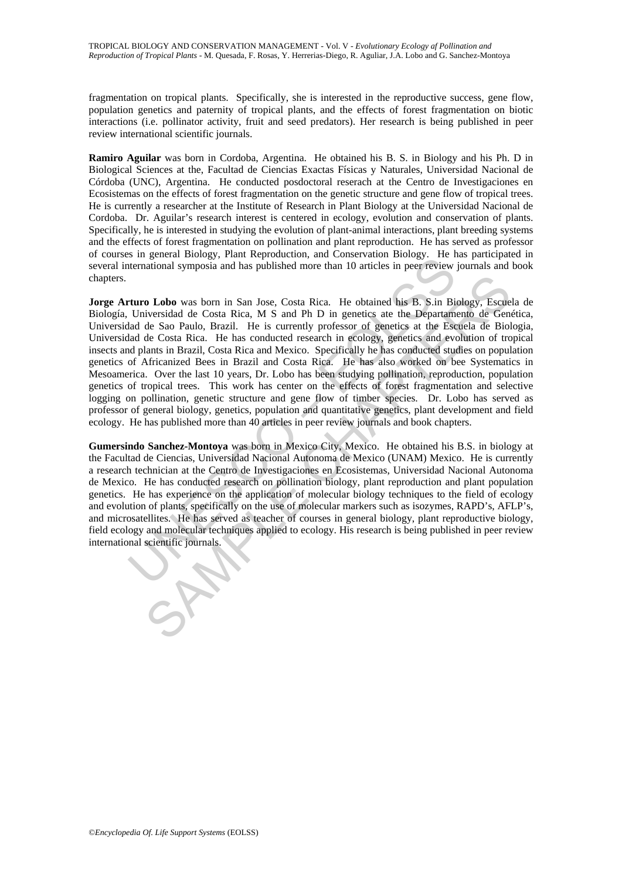fragmentation on tropical plants. Specifically, she is interested in the reproductive success, gene flow, population genetics and paternity of tropical plants, and the effects of forest fragmentation on biotic interactions (i.e. pollinator activity, fruit and seed predators). Her research is being published in peer review international scientific journals.

**Ramiro Aguilar** was born in Cordoba, Argentina. He obtained his B. S. in Biology and his Ph. D in Biological Sciences at the, Facultad de Ciencias Exactas Físicas y Naturales, Universidad Nacional de Córdoba (UNC), Argentina. He conducted posdoctoral reserach at the Centro de Investigaciones en Ecosistemas on the effects of forest fragmentation on the genetic structure and gene flow of tropical trees. He is currently a researcher at the Institute of Research in Plant Biology at the Universidad Nacional de Cordoba. Dr. Aguilar's research interest is centered in ecology, evolution and conservation of plants. Specifically, he is interested in studying the evolution of plant-animal interactions, plant breeding systems and the effects of forest fragmentation on pollination and plant reproduction. He has served as professor of courses in general Biology, Plant Reproduction, and Conservation Biology. He has participated in several international symposia and has published more than 10 articles in peer review journals and book chapters.

**Jorge Arturo Lobo** was born in San Jose, Costa Rica. He obtained his B. S.in Biology, Escuela de Biología, Universidad de Costa Rica, M S and Ph D in genetics ate the Departamento de Genética, Universidad de Sao Paulo, Brazil. He is currently professor of genetics at the Escuela de Biologia, Universidad de Costa Rica. He has conducted research in ecology, genetics and evolution of tropical insects and plants in Brazil, Costa Rica and Mexico. Specifically he has conducted studies on population genetics of Africanized Bees in Brazil and Costa Rica. He has also worked on bee Systematics in Mesoamerica. Over the last 10 years, Dr. Lobo has been studying pollination, reproduction, population genetics of tropical trees. This work has center on the effects of forest fragmentation and selective logging on pollination, genetic structure and gene flow of timber species. Dr. Lobo has served as professor of general biology, genetics, population and quantitative genetics, plant development and field ecology. He has published more than 40 articles in peer review journals and book chapters.

**Gumersindo Sanchez-Montoya** was born in Mexico City, Mexico. He obtained his B.S. in biology at the Facultad de Ciencias, Universidad Nacional Autonoma de Mexico (UNAM) Mexico. He is currently a research technician at the Centro de Investigaciones en Ecosistemas, Universidad Nacional Autonoma de Mexico. He has conducted research on pollination biology, plant reproduction and plant population genetics. He has experience on the application of molecular biology techniques to the field of ecology and evolution of plants, specifically on the use of molecular markers such as isozymes, RAPD's, AFLP's, and microsatellites. He has served as teacher of courses in general biology, plant reproductive biology, field ecology and molecular techniques applied to ecology. His research is being published in peer review international scientific journals.